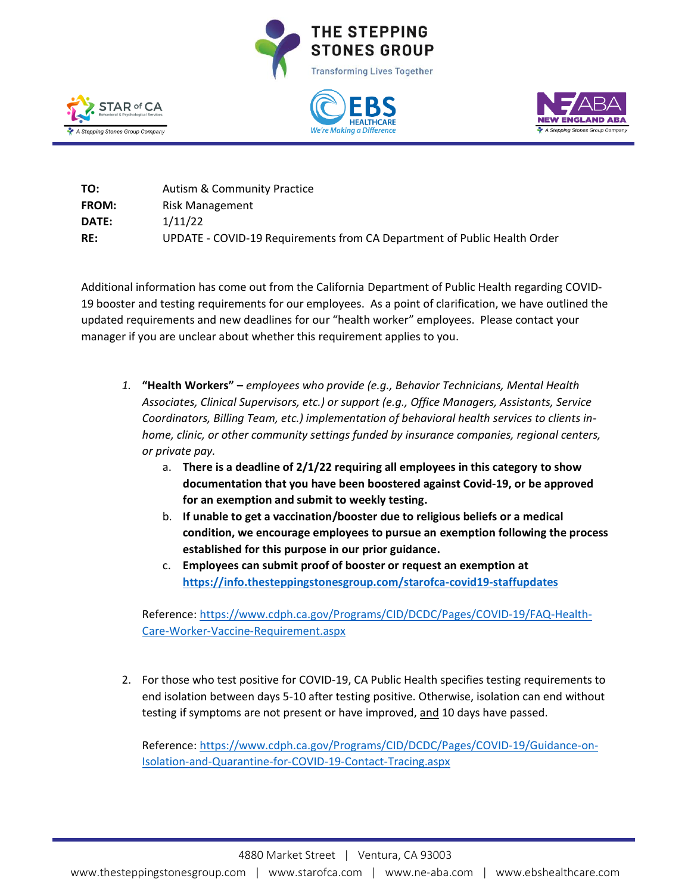**TO:** Autism & Community Practice
**FROM:** Risk Management
**DATE:** 1/11/22
**RE:** UPDATE - COVID-19 Requirements from CA Department of Public Health Order

Additional information has come out from the California Department of Public Health regarding COVID-19 booster and testing requirements for our employees. As a point of clarification, we have outlined the updated requirements and new deadlines for our "health worker" employees. Please contact your manager if you are unclear about whether this requirement applies to you.

1. **"Health Workers" –** *employees who provide (e.g., Behavior Technicians, Mental Health Associates, Clinical Supervisors, etc.) or support (e.g., Office Managers, Assistants, Service Coordinators, Billing Team, etc.) implementation of behavioral health services to clients in-home, clinic, or other community settings funded by insurance companies, regional centers, or private pay.*
   a. **There is a deadline of 2/1/22 requiring all employees in this category to show documentation that you have been boostered against Covid-19, or be approved for an exemption and submit to weekly testing.**
   b. **If unable to get a vaccination/booster due to religious beliefs or a medical condition, we encourage employees to pursue an exemption following the process established for this purpose in our prior guidance.**
   c. **Employees can submit proof of booster or request an exemption at https://info.thesteppingstonesgroup.com/starofca-covid19-staffupdates**

   Reference: https://www.cdph.ca.gov/Programs/CID/DCDC/Pages/COVID-19/FAQ-Health-Care-Worker-Vaccine-Requirement.aspx

2. For those who test positive for COVID-19, CA Public Health specifies testing requirements to end isolation between days 5-10 after testing positive. Otherwise, isolation can end without testing if symptoms are not present or have improved, and 10 days have passed.

   Reference: https://www.cdph.ca.gov/Programs/CID/DCDC/Pages/COVID-19/Guidance-on-Isolation-and-Quarantine-for-COVID-19-Contact-Tracing.aspx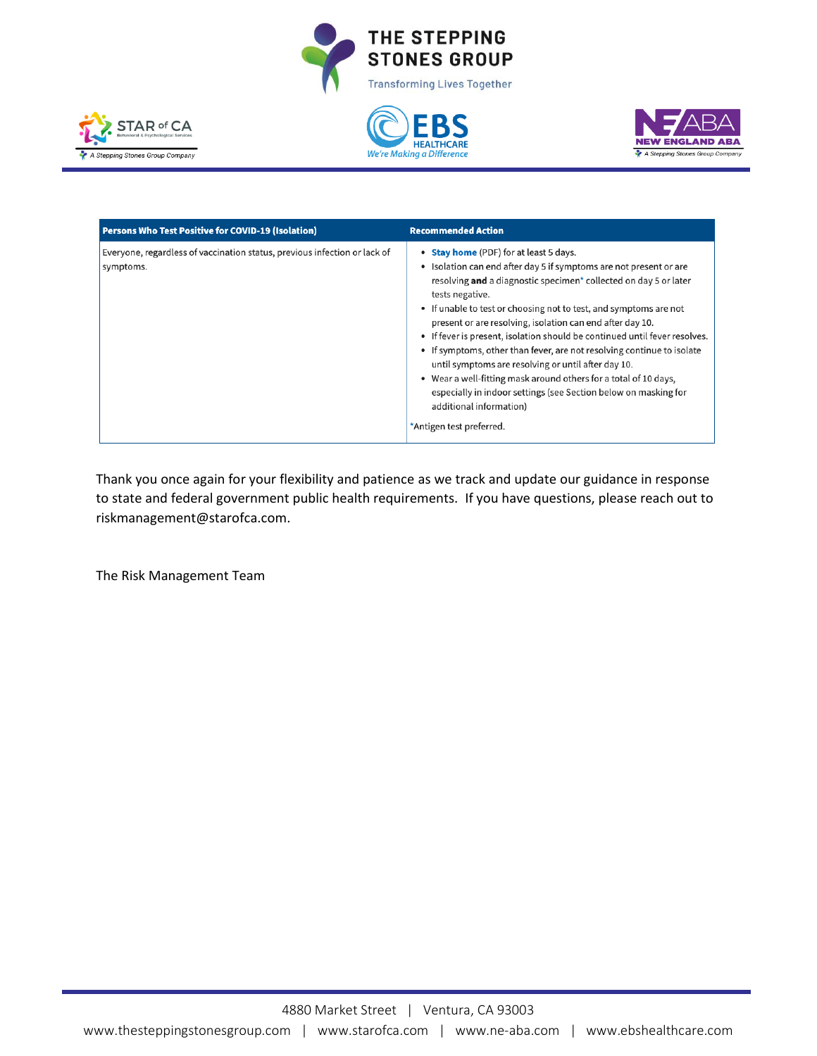| Persons Who Test Positive for COVID-19 (Isolation) | Recommended Action |
| --- | --- |
| Everyone, regardless of vaccination status, previous infection or lack of symptoms. | • **Stay home** (PDF) for at least 5 days.<br>• Isolation can end after day 5 if symptoms are not present or are resolving **and** a diagnostic specimen* collected on day 5 or later tests negative.<br>• If unable to test or choosing not to test, and symptoms are not present or are resolving, isolation can end after day 10.<br>• If fever is present, isolation should be continued until fever resolves.<br>• If symptoms, other than fever, are not resolving continue to isolate until symptoms are resolving or until after day 10.<br>• Wear a well-fitting mask around others for a total of 10 days, especially in indoor settings (see Section below on masking for additional information)<br><br>*Antigen test preferred. |

Thank you once again for your flexibility and patience as we track and update our guidance in response to state and federal government public health requirements. If you have questions, please reach out to riskmanagement@starofca.com.

The Risk Management Team